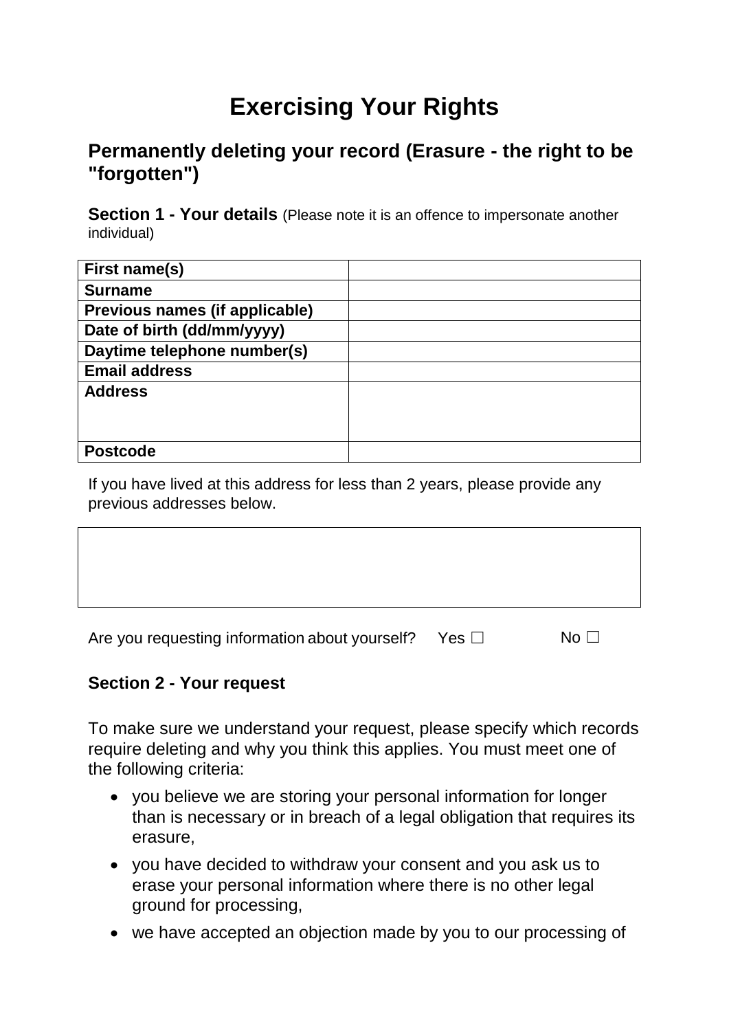# Exercising Your Rights

## Permanently deleting your record (Erasure - the right to be "forgotten")

**Section 1 - Your details** (Please note it is an offence to impersonate another individual)

| | |
|---|---|
| **First name(s)** | |
| **Surname** | |
| **Previous names (if applicable)** | |
| **Date of birth (dd/mm/yyyy)** | |
| **Daytime telephone number(s)** | |
| **Email address** | |
| **Address** | |
| **Postcode** | |

If you have lived at this address for less than 2 years, please provide any previous addresses below.

| |
|---|
| |

Are you requesting information about yourself? Yes ☐ No ☐

**Section 2 - Your request**

To make sure we understand your request, please specify which records require deleting and why you think this applies. You must meet one of the following criteria:

- you believe we are storing your personal information for longer than is necessary or in breach of a legal obligation that requires its erasure,
- you have decided to withdraw your consent and you ask us to erase your personal information where there is no other legal ground for processing,
- we have accepted an objection made by you to our processing of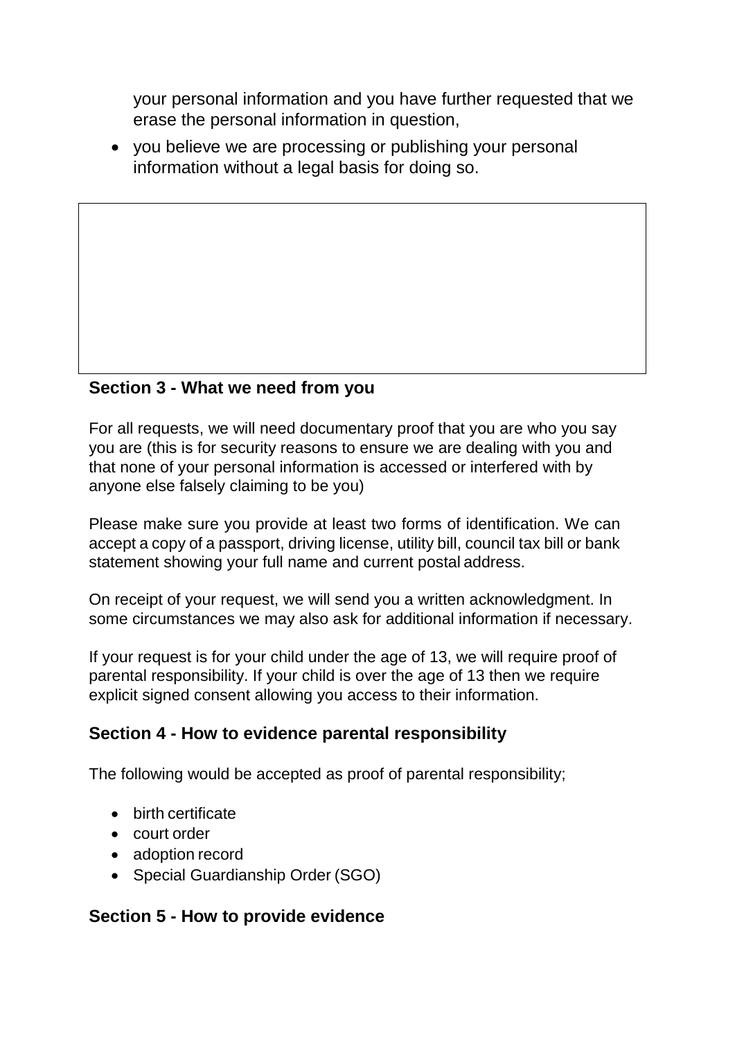your personal information and you have further requested that we erase the personal information in question,

- you believe we are processing or publishing your personal information without a legal basis for doing so.

## Section 3 - What we need from you

For all requests, we will need documentary proof that you are who you say you are (this is for security reasons to ensure we are dealing with you and that none of your personal information is accessed or interfered with by anyone else falsely claiming to be you)

Please make sure you provide at least two forms of identification. We can accept a copy of a passport, driving license, utility bill, council tax bill or bank statement showing your full name and current postal address.

On receipt of your request, we will send you a written acknowledgment. In some circumstances we may also ask for additional information if necessary.

If your request is for your child under the age of 13, we will require proof of parental responsibility. If your child is over the age of 13 then we require explicit signed consent allowing you access to their information.

## Section 4 - How to evidence parental responsibility

The following would be accepted as proof of parental responsibility;

- birth certificate
- court order
- adoption record
- Special Guardianship Order (SGO)

## Section 5 - How to provide evidence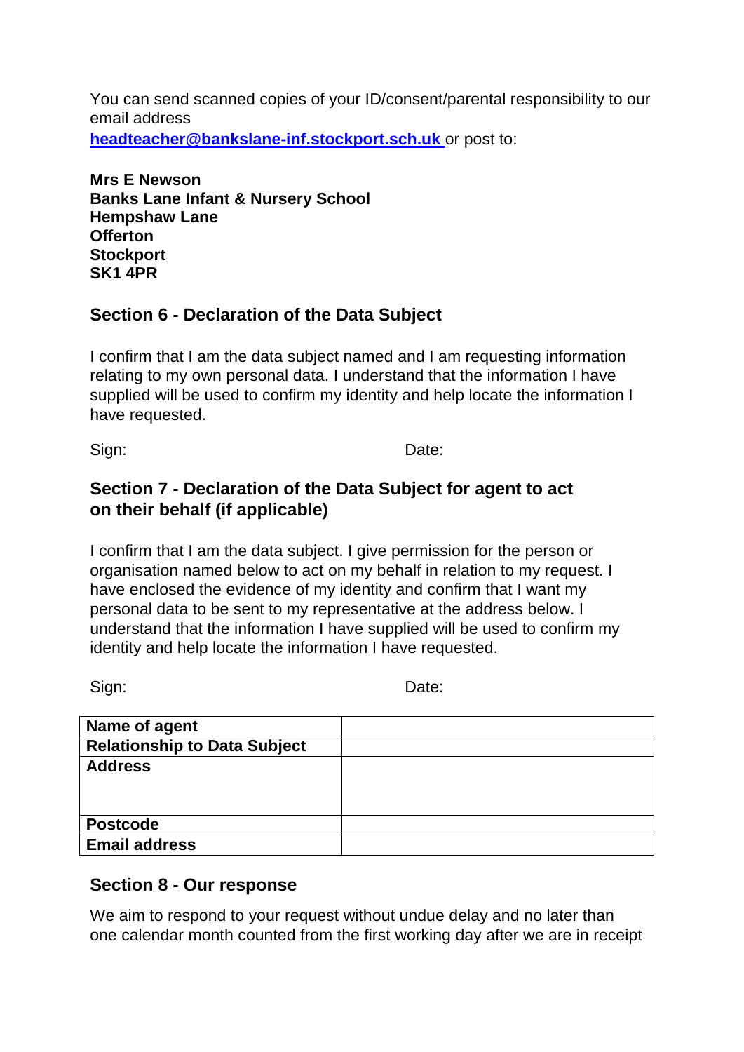You can send scanned copies of your ID/consent/parental responsibility to our email address **headteacher@bankslane-inf.stockport.sch.uk** or post to:

**Mrs E Newson**
**Banks Lane Infant & Nursery School**
**Hempshaw Lane**
**Offerton**
**Stockport**
**SK1 4PR**

## Section 6 - Declaration of the Data Subject

I confirm that I am the data subject named and I am requesting information relating to my own personal data. I understand that the information I have supplied will be used to confirm my identity and help locate the information I have requested.

Sign: Date:

## Section 7 - Declaration of the Data Subject for agent to act on their behalf (if applicable)

I confirm that I am the data subject. I give permission for the person or organisation named below to act on my behalf in relation to my request. I have enclosed the evidence of my identity and confirm that I want my personal data to be sent to my representative at the address below. I understand that the information I have supplied will be used to confirm my identity and help locate the information I have requested.

Sign: Date:

| **Name of agent** | |
|---|---|
| **Relationship to Data Subject** | |
| **Address** | |
| **Postcode** | |
| **Email address** | |

## Section 8 - Our response

We aim to respond to your request without undue delay and no later than one calendar month counted from the first working day after we are in receipt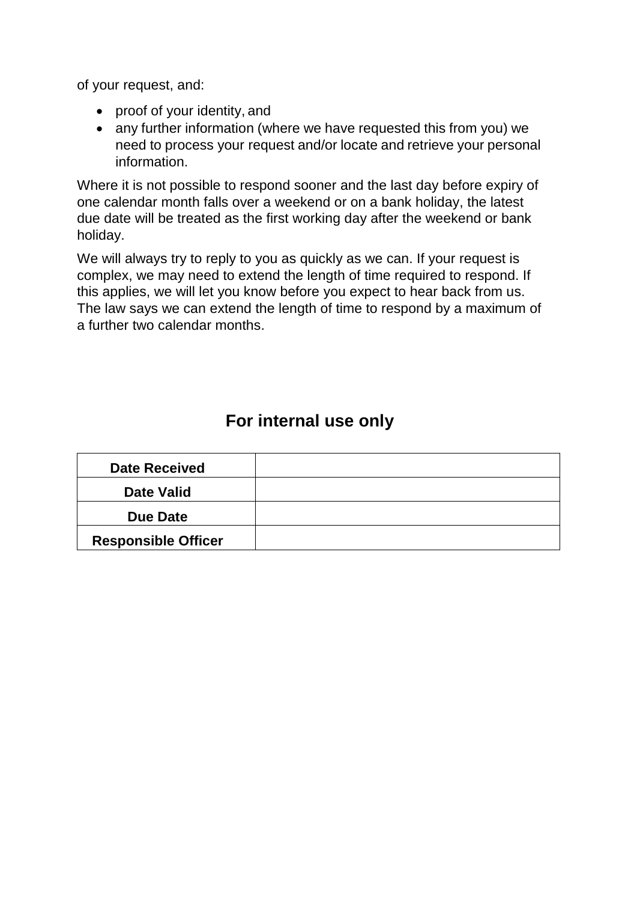of your request, and:

- proof of your identity, and
- any further information (where we have requested this from you) we need to process your request and/or locate and retrieve your personal information.

Where it is not possible to respond sooner and the last day before expiry of one calendar month falls over a weekend or on a bank holiday, the latest due date will be treated as the first working day after the weekend or bank holiday.

We will always try to reply to you as quickly as we can. If your request is complex, we may need to extend the length of time required to respond. If this applies, we will let you know before you expect to hear back from us. The law says we can extend the length of time to respond by a maximum of a further two calendar months.

## For internal use only

| | |
|---|---|
| **Date Received** | |
| **Date Valid** | |
| **Due Date** | |
| **Responsible Officer** | |